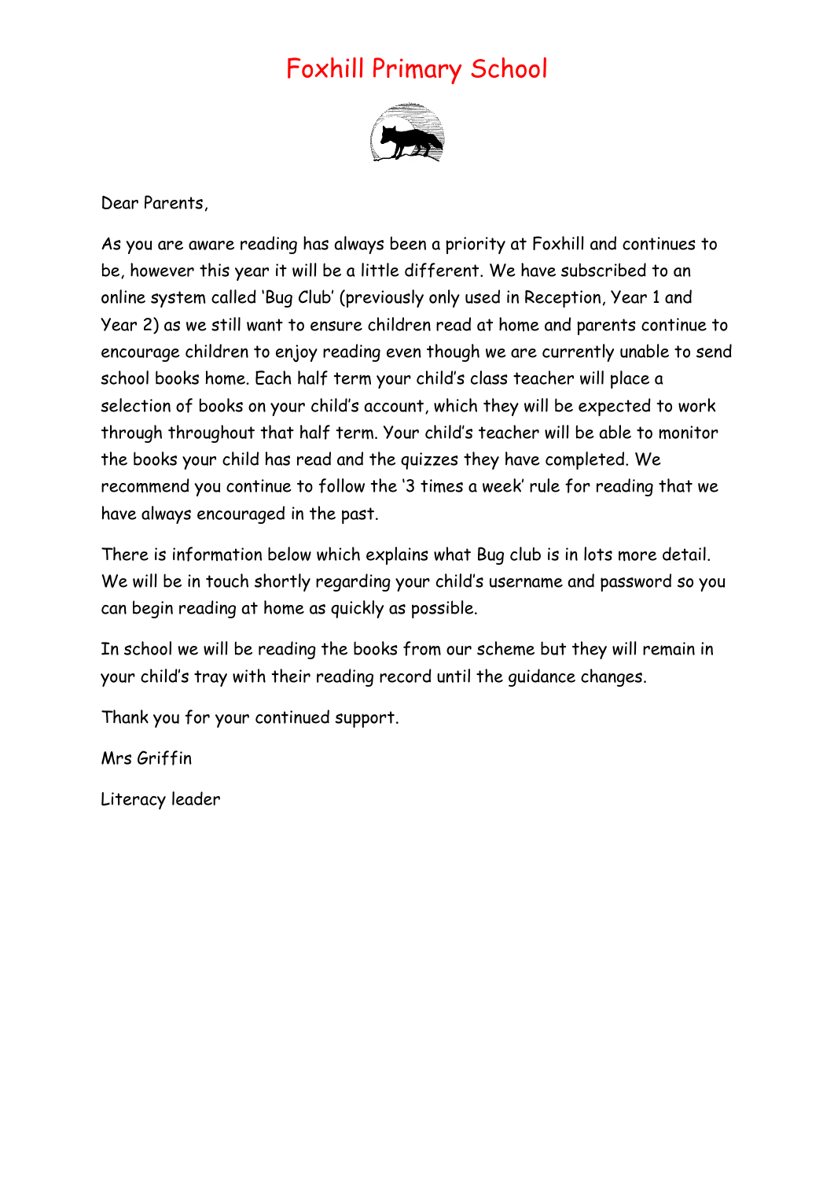# Foxhill Primary School

Dear Parents,

As you are aware reading has always been a priority at Foxhill and continues to be, however this year it will be a little different. We have subscribed to an online system called 'Bug Club' (previously only used in Reception, Year 1 and Year 2) as we still want to ensure children read at home and parents continue to encourage children to enjoy reading even though we are currently unable to send school books home. Each half term your child's class teacher will place a selection of books on your child's account, which they will be expected to work through throughout that half term. Your child's teacher will be able to monitor the books your child has read and the quizzes they have completed. We recommend you continue to follow the '3 times a week' rule for reading that we have always encouraged in the past.

There is information below which explains what Bug club is in lots more detail. We will be in touch shortly regarding your child's username and password so you can begin reading at home as quickly as possible.

In school we will be reading the books from our scheme but they will remain in your child's tray with their reading record until the guidance changes.

Thank you for your continued support.

Mrs Griffin

Literacy leader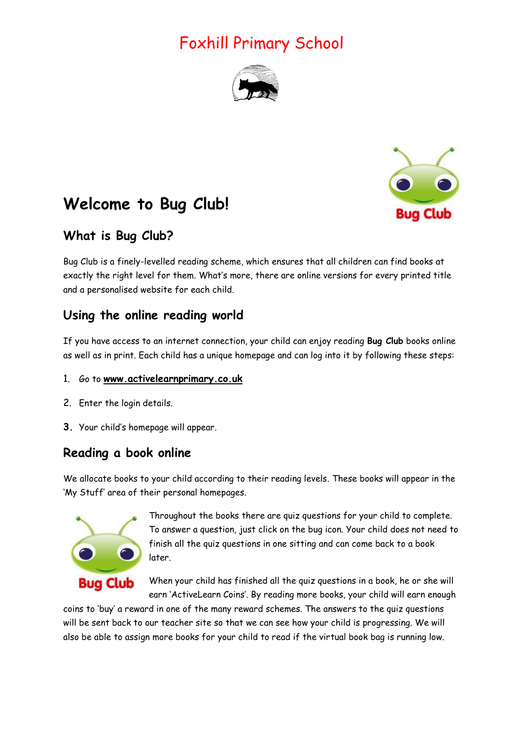# Foxhill Primary School

## Welcome to Bug Club!

### What is Bug Club?

Bug Club is a finely-levelled reading scheme, which ensures that all children can find books at exactly the right level for them. What's more, there are online versions for every printed title and a personalised website for each child.

### Using the online reading world

If you have access to an internet connection, your child can enjoy reading **Bug Club** books online as well as in print. Each child has a unique homepage and can log into it by following these steps:

1. Go to **www.activelearnprimary.co.uk**
2. Enter the login details.
3. Your child's homepage will appear.

### Reading a book online

We allocate books to your child according to their reading levels. These books will appear in the 'My Stuff' area of their personal homepages.

Throughout the books there are quiz questions for your child to complete. To answer a question, just click on the bug icon. Your child does not need to finish all the quiz questions in one sitting and can come back to a book later.

When your child has finished all the quiz questions in a book, he or she will earn 'ActiveLearn Coins'. By reading more books, your child will earn enough coins to 'buy' a reward in one of the many reward schemes. The answers to the quiz questions will be sent back to our teacher site so that we can see how your child is progressing. We will also be able to assign more books for your child to read if the virtual book bag is running low.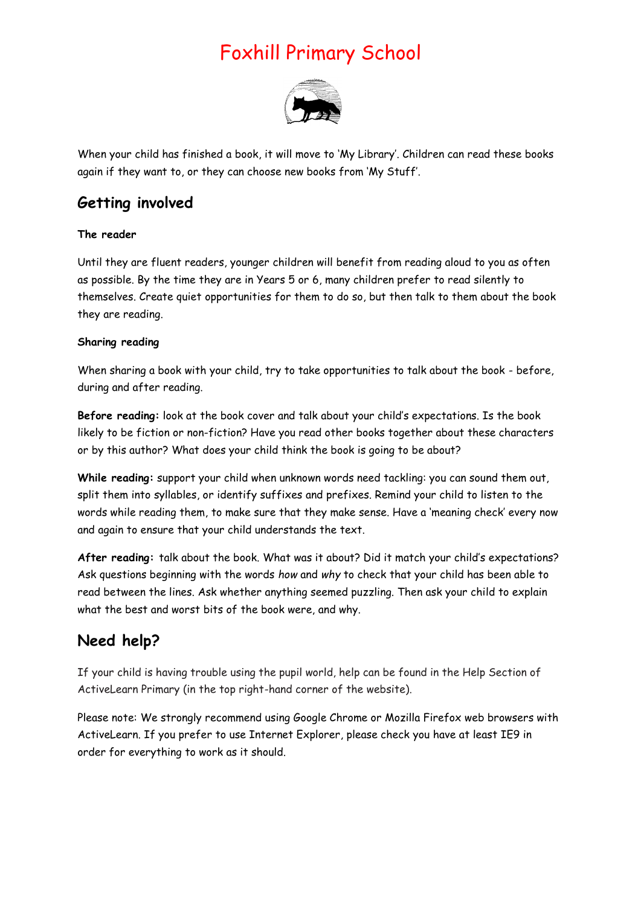# Foxhill Primary School

When your child has finished a book, it will move to 'My Library'. Children can read these books again if they want to, or they can choose new books from 'My Stuff'.

## Getting involved

**The reader**

Until they are fluent readers, younger children will benefit from reading aloud to you as often as possible. By the time they are in Years 5 or 6, many children prefer to read silently to themselves. Create quiet opportunities for them to do so, but then talk to them about the book they are reading.

**Sharing reading**

When sharing a book with your child, try to take opportunities to talk about the book - before, during and after reading.

**Before reading:** look at the book cover and talk about your child's expectations. Is the book likely to be fiction or non-fiction? Have you read other books together about these characters or by this author? What does your child think the book is going to be about?

**While reading:** support your child when unknown words need tackling: you can sound them out, split them into syllables, or identify suffixes and prefixes. Remind your child to listen to the words while reading them, to make sure that they make sense. Have a 'meaning check' every now and again to ensure that your child understands the text.

**After reading:** talk about the book. What was it about? Did it match your child's expectations? Ask questions beginning with the words *how* and *why* to check that your child has been able to read between the lines. Ask whether anything seemed puzzling. Then ask your child to explain what the best and worst bits of the book were, and why.

## Need help?

If your child is having trouble using the pupil world, help can be found in the Help Section of ActiveLearn Primary (in the top right-hand corner of the website).

Please note: We strongly recommend using Google Chrome or Mozilla Firefox web browsers with ActiveLearn. If you prefer to use Internet Explorer, please check you have at least IE9 in order for everything to work as it should.